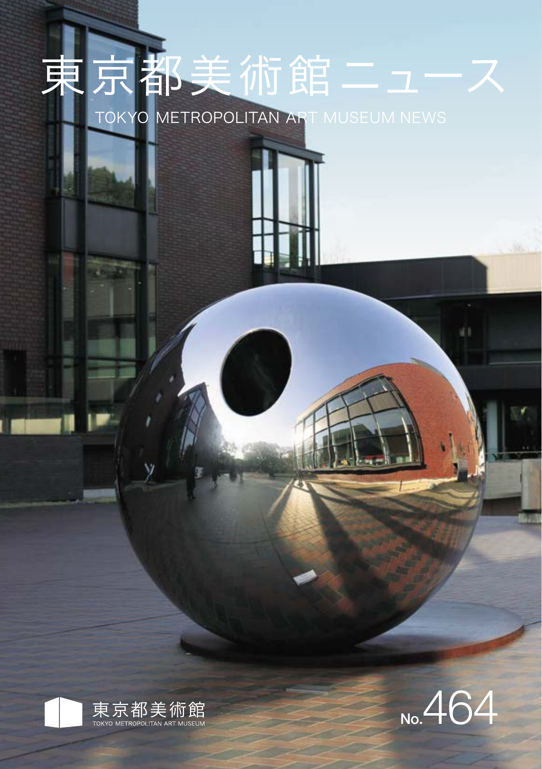# 東京都美術館ニュース

TOKYO METROPOLITAN ART MUSEUM NEWS

東京都美術館
TOKYO METROPOLITAN ART MUSEUM

No.464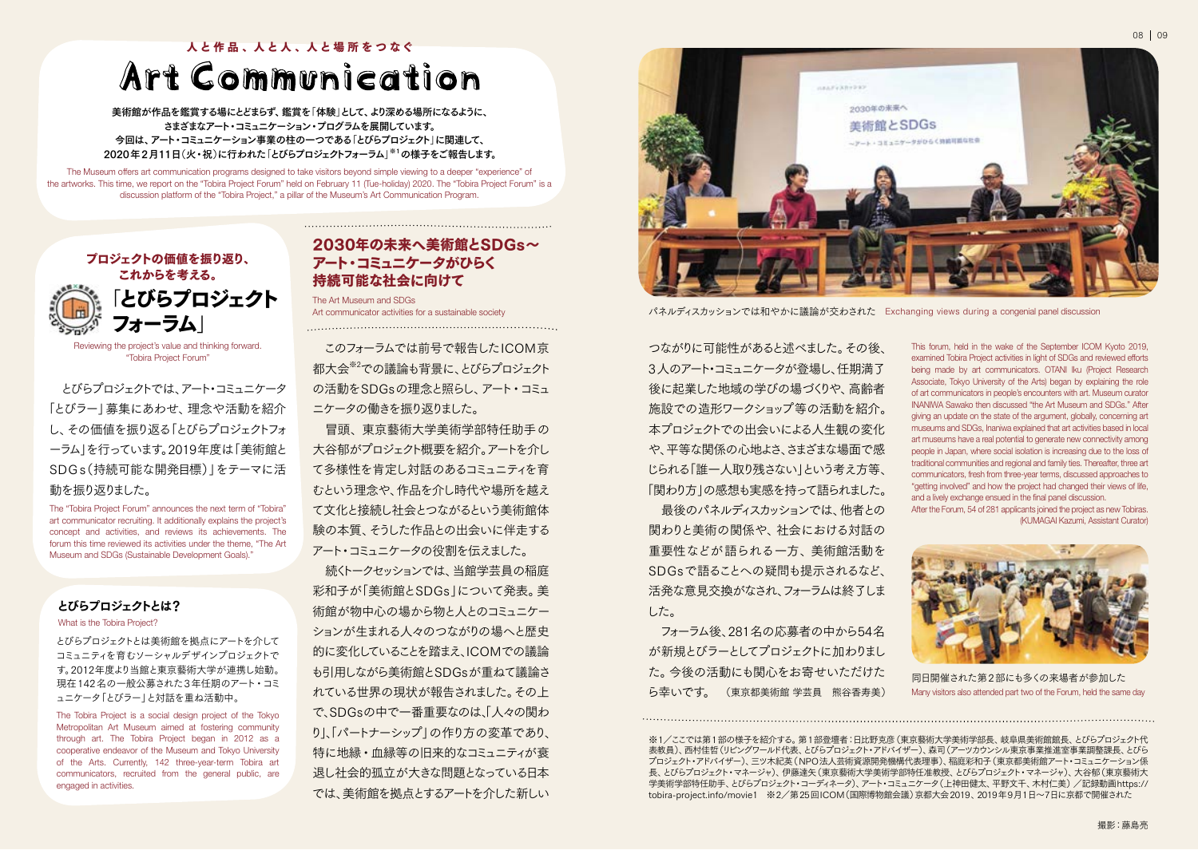人と作品、人と人、人と場所をつなぐ

# Art Communication

**美術館が作品を鑑賞する場にとどまらず、鑑賞を「体験」として、より深める場所になるように、さまざまなアート・コミュニケーション・プログラムを展開しています。今回は、アート・コミュニケーション事業の柱の一つである「とびらプロジェクト」に関連して、2020年2月11日（火・祝）に行われた「とびらプロジェクトフォーラム」[※1]の様子をご報告します。**

The Museum offers art communication programs designed to take visitors beyond simple viewing to a deeper "experience" of the artworks. This time, we report on the "Tobira Project Forum" held on February 11 (Tue-holiday) 2020. The "Tobira Project Forum" is a discussion platform of the "Tobira Project," a pillar of the Museum's Art Communication Program.

## プロジェクトの価値を振り返り、これからを考える。「とびらプロジェクトフォーラム」

Reviewing the project's value and thinking forward. "Tobira Project Forum"

とびらプロジェクトでは、アート・コミュニケータ「とびラー」募集にあわせ、理念や活動を紹介し、その価値を振り返る「とびらプロジェクトフォーラム」を行っています。2019年度は「美術館とSDGs（持続可能な開発目標）」をテーマに活動を振り返りました。

The "Tobira Project Forum" announces the next term of "Tobira" art communicator recruiting. It additionally explains the project's concept and activities, and reviews its achievements. The forum this time reviewed its activities under the theme, "The Art Museum and SDGs (Sustainable Development Goals)."

### とびらプロジェクトとは？

What is the Tobira Project?

とびらプロジェクトとは美術館を拠点にアートを介してコミュニティを育むソーシャルデザインプロジェクトです。2012年度より当館と東京藝術大学が連携し始動。現在142名の一般公募された3年任期のアート・コミュニケータ「とびラー」と対話を重ね活動中。

The Tobira Project is a social design project of the Tokyo Metropolitan Art Museum aimed at fostering community through art. The Tobira Project began in 2012 as a cooperative endeavor of the Museum and Tokyo University of the Arts. Currently, 142 three-year-term Tobira art communicators, recruited from the general public, are engaged in activities.

## 2030年の未来へ美術館とSDGs～アート・コミュニケータがひらく持続可能な社会に向けて

The Art Museum and SDGs
Art communicator activities for a sustainable society

このフォーラムでは前号で報告したICOM京都大会[※2]での議論も背景に、とびらプロジェクトの活動をSDGsの理念と照らし、アート・コミュニケータの働きを振り返りました。

冒頭、東京藝術大学美術学部特任助手の大谷郁がプロジェクト概要を紹介。アートを介して多様性を肯定し対話のあるコミュニティを育むという理念や、作品を介し時代や場所を越えて文化と接続し社会とつながるという美術館体験の本質、そうした作品との出会いに伴走するアート・コミュニケータの役割を伝えました。

続くトークセッションでは、当館学芸員の稲庭彩和子が「美術館とSDGs」について発表。美術館が物中心の場から物と人とのコミュニケーションが生まれる人々のつながりの場へと歴史的に変化していることを踏まえ、ICOMでの議論も引用しながら美術館とSDGsが重ねて議論されている世界の現状が報告されました。その上で、SDGsの中で一番重要なのは、「人々の関わり」、「パートナーシップ」の作り方の変革であり、特に地縁・血縁等の旧来的なコミュニティが衰退し社会的孤立が大きな問題となっている日本では、美術館を拠点とするアートを介した新しいつながりに可能性があると述べました。その後、3人のアート・コミュニケータが登場し、任期満了後に起業した地域の学びの場づくりや、高齢者施設での造形ワークショップ等の活動を紹介。本プロジェクトでの出会いによる人生観の変化や、平等な関係の心地よさ、さまざまな場面で感じられる「誰一人取り残さない」という考え方等、「関わり方」の感想も実感を持って語られました。

最後のパネルディスカッションでは、他者との関わりと美術の関係や、社会における対話の重要性などが語られる一方、美術館活動をSDGsで語ることへの疑問も提示されるなど、活発な意見交換がなされ、フォーラムは終了しました。

フォーラム後、281名の応募者の中から54名が新規とびラーとしてプロジェクトに加わりました。今後の活動にも関心をお寄せいただけたら幸いです。　（東京都美術館 学芸員　熊谷香寿美）

パネルディスカッションでは和やかに議論が交わされた　Exchanging views during a congenial panel discussion

This forum, held in the wake of the September ICOM Kyoto 2019, examined Tobira Project activities in light of SDGs and reviewed efforts being made by art communicators. OTANI Iku (Project Research Associate, Tokyo University of the Arts) began by explaining the role of art communicators in people's encounters with art. Museum curator INANIWA Sawako then discussed "the Art Museum and SDGs." After giving an update on the state of the argument, globally, concerning art museums and SDGs, Inaniwa explained that art activities based in local art museums have a real potential to generate new connectivity among people in Japan, where social isolation is increasing due to the loss of traditional communities and regional and family ties. Thereafter, three art communicators, fresh from three-year terms, discussed approaches to "getting involved" and how the project had changed their views of life, and a lively exchange ensued in the final panel discussion.

After the Forum, 54 of 281 applicants joined the project as new Tobiras.
(KUMAGAI Kazumi, Assistant Curator)

同日開催された第2部にも多くの来場者が参加した
Many visitors also attended part two of the Forum, held the same day

※1／ここでは第1部の様子を紹介する。第1部登壇者：日比野克彦（東京藝術大学美術学部長、岐阜県美術館館長、とびらプロジェクト代表教員）、西村佳哲（リビングワールド代表、とびらプロジェクト・アドバイザー）、森司（アーツカウンシル東京事業推進室事業調整課長、とびらプロジェクト・アドバイザー）、三ツ木紀英（NPO法人芸術資源開発機構代表理事）、稲庭彩和子（東京都美術館アート・コミュニケーション係長、とびらプロジェクト・マネージャ）、伊藤達矢（東京藝術大学美術学部特任准教授、とびらプロジェクト・マネージャ）、大谷郁（東京藝術大学美術学部特任助手、とびらプロジェクト・コーディネータ）、アート・コミュニケータ（上神田健太、平野文千、木村仁美）／記録動画https://tobira-project.info/movie1　※2／第25回ICOM（国際博物館会議）京都大会2019、2019年9月1日～7日に京都で開催された

撮影：藤島亮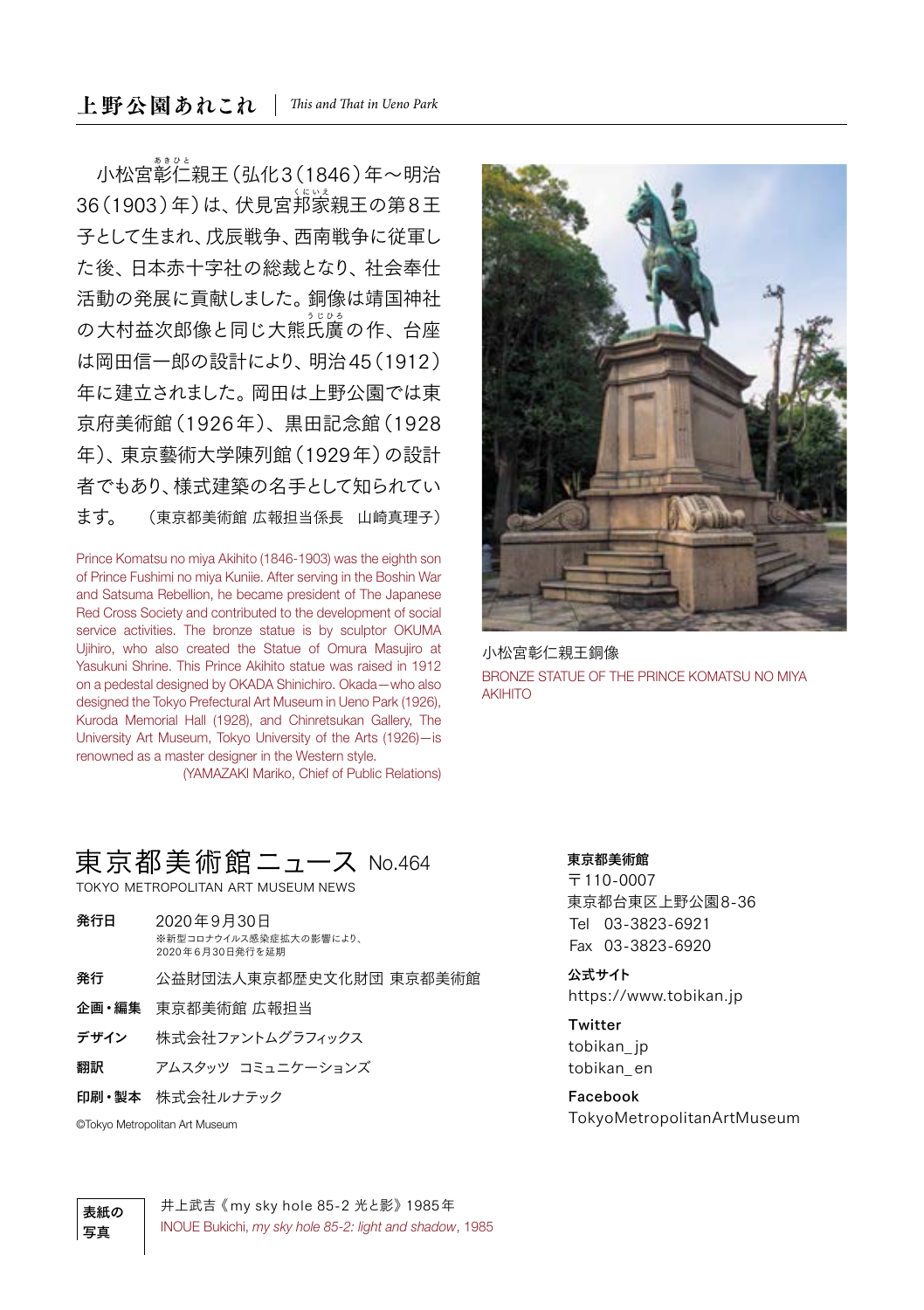## 上野公園あれこれ | *This and That in Ueno Park*

小松宮彰仁親王（弘化3（1846）年〜明治36（1903）年）は、伏見宮邦家親王の第8王子として生まれ、戊辰戦争、西南戦争に従軍した後、日本赤十字社の総裁となり、社会奉仕活動の発展に貢献しました。銅像は靖国神社の大村益次郎像と同じ大熊氏廣の作、台座は岡田信一郎の設計により、明治45（1912）年に建立されました。岡田は上野公園では東京府美術館（1926年）、黒田記念館（1928年）、東京藝術大学陳列館（1929年）の設計者でもあり、様式建築の名手として知られています。　（東京都美術館 広報担当係長　山崎真理子）

Prince Komatsu no miya Akihito (1846-1903) was the eighth son of Prince Fushimi no miya Kuniie. After serving in the Boshin War and Satsuma Rebellion, he became president of The Japanese Red Cross Society and contributed to the development of social service activities. The bronze statue is by sculptor OKUMA Ujihiro, who also created the Statue of Omura Masujiro at Yasukuni Shrine. This Prince Akihito statue was raised in 1912 on a pedestal designed by OKADA Shinichiro. Okada—who also designed the Tokyo Prefectural Art Museum in Ueno Park (1926), Kuroda Memorial Hall (1928), and Chinretsukan Gallery, The University Art Museum, Tokyo University of the Arts (1926)—is renowned as a master designer in the Western style.
(YAMAZAKI Mariko, Chief of Public Relations)

小松宮彰仁親王銅像
BRONZE STATUE OF THE PRINCE KOMATSU NO MIYA AKIHITO

# 東京都美術館ニュース No.464
TOKYO METROPOLITAN ART MUSEUM NEWS

**発行日**　2020年9月30日
※新型コロナウイルス感染症拡大の影響により、2020年6月30日発行を延期

**発行**　公益財団法人東京都歴史文化財団 東京都美術館

**企画・編集**　東京都美術館 広報担当

**デザイン**　株式会社ファントムグラフィックス

**翻訳**　アムスタッツ　コミュニケーションズ

**印刷・製本**　株式会社ルナテック

©Tokyo Metropolitan Art Museum

**東京都美術館**
〒110-0007
東京都台東区上野公園8-36
Tel　03-3823-6921
Fax　03-3823-6920

**公式サイト**
https://www.tobikan.jp

**Twitter**
tobikan_jp
tobikan_en

**Facebook**
TokyoMetropolitanArtMuseum

**表紙の写真**
井上武吉《my sky hole 85-2 光と影》1985年
INOUE Bukichi, *my sky hole 85-2: light and shadow*, 1985